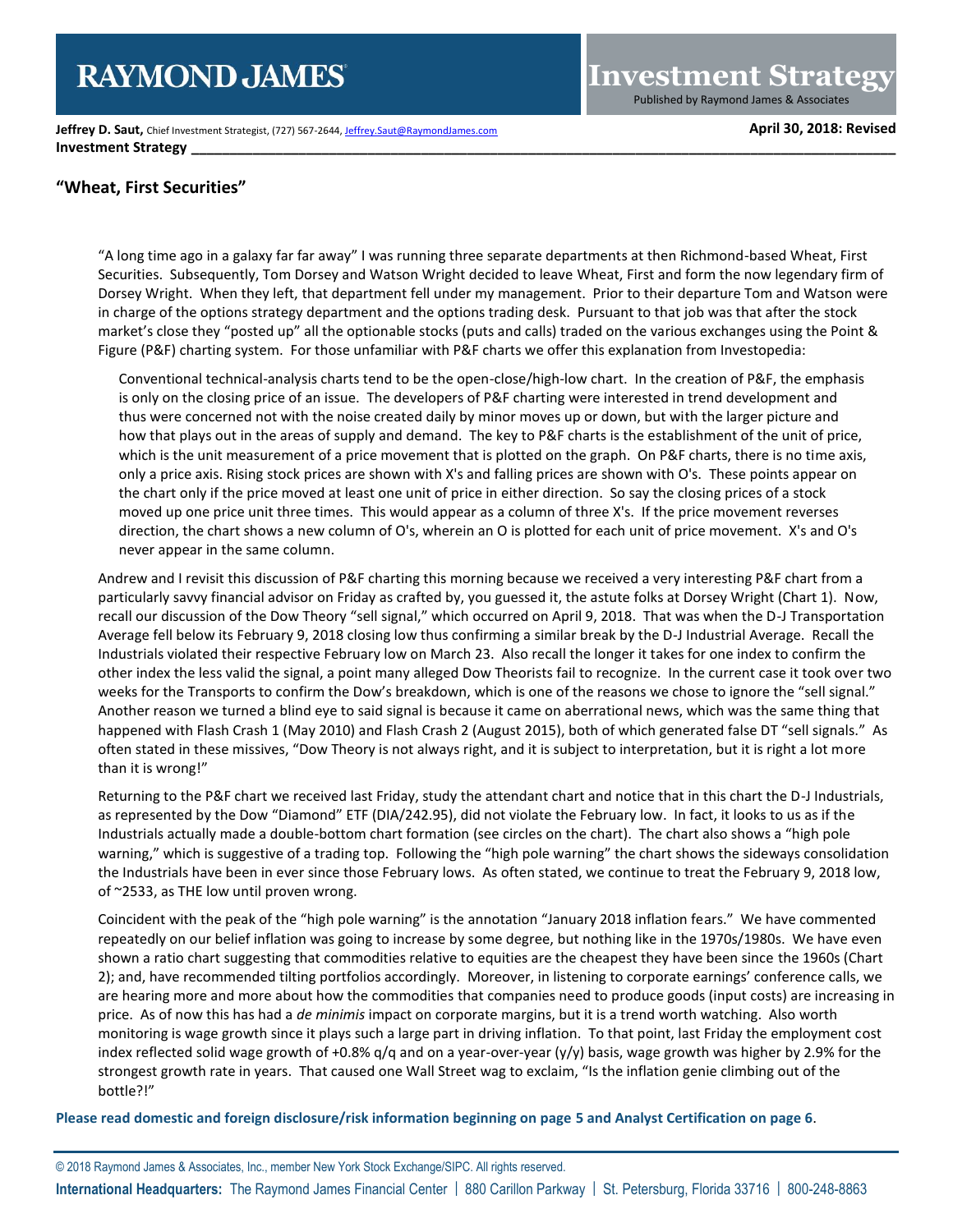**Jeffrey D. Saut,** Chief Investment Strategist, (727) 567-2644, Jeffrey.Saut@RaymondJames.com

**April 30, 2018: Revised**

**Investment Strategy**

## "Wheat, First Securities"

"A long time ago in a galaxy far far away" I was running three separate departments at then Richmond-based Wheat, First Securities. Subsequently, Tom Dorsey and Watson Wright decided to leave Wheat, First and form the now legendary firm of Dorsey Wright. When they left, that department fell under my management. Prior to their departure Tom and Watson were in charge of the options strategy department and the options trading desk. Pursuant to that job was that after the stock market's close they "posted up" all the optionable stocks (puts and calls) traded on the various exchanges using the Point & Figure (P&F) charting system. For those unfamiliar with P&F charts we offer this explanation from Investopedia:

> Conventional technical-analysis charts tend to be the open-close/high-low chart. In the creation of P&F, the emphasis is only on the closing price of an issue. The developers of P&F charting were interested in trend development and thus were concerned not with the noise created daily by minor moves up or down, but with the larger picture and how that plays out in the areas of supply and demand. The key to P&F charts is the establishment of the unit of price, which is the unit measurement of a price movement that is plotted on the graph. On P&F charts, there is no time axis, only a price axis. Rising stock prices are shown with X's and falling prices are shown with O's. These points appear on the chart only if the price moved at least one unit of price in either direction. So say the closing prices of a stock moved up one price unit three times. This would appear as a column of three X's. If the price movement reverses direction, the chart shows a new column of O's, wherein an O is plotted for each unit of price movement. X's and O's never appear in the same column.

Andrew and I revisit this discussion of P&F charting this morning because we received a very interesting P&F chart from a particularly savvy financial advisor on Friday as crafted by, you guessed it, the astute folks at Dorsey Wright (Chart 1). Now, recall our discussion of the Dow Theory "sell signal," which occurred on April 9, 2018. That was when the D-J Transportation Average fell below its February 9, 2018 closing low thus confirming a similar break by the D-J Industrial Average. Recall the Industrials violated their respective February low on March 23. Also recall the longer it takes for one index to confirm the other index the less valid the signal, a point many alleged Dow Theorists fail to recognize. In the current case it took over two weeks for the Transports to confirm the Dow's breakdown, which is one of the reasons we chose to ignore the "sell signal." Another reason we turned a blind eye to said signal is because it came on aberrational news, which was the same thing that happened with Flash Crash 1 (May 2010) and Flash Crash 2 (August 2015), both of which generated false DT "sell signals." As often stated in these missives, "Dow Theory is not always right, and it is subject to interpretation, but it is right a lot more than it is wrong!"

Returning to the P&F chart we received last Friday, study the attendant chart and notice that in this chart the D-J Industrials, as represented by the Dow "Diamond" ETF (DIA/242.95), did not violate the February low. In fact, it looks to us as if the Industrials actually made a double-bottom chart formation (see circles on the chart). The chart also shows a "high pole warning," which is suggestive of a trading top. Following the "high pole warning" the chart shows the sideways consolidation the Industrials have been in ever since those February lows. As often stated, we continue to treat the February 9, 2018 low, of ~2533, as THE low until proven wrong.

Coincident with the peak of the "high pole warning" is the annotation "January 2018 inflation fears." We have commented repeatedly on our belief inflation was going to increase by some degree, but nothing like in the 1970s/1980s. We have even shown a ratio chart suggesting that commodities relative to equities are the cheapest they have been since the 1960s (Chart 2); and, have recommended tilting portfolios accordingly. Moreover, in listening to corporate earnings' conference calls, we are hearing more and more about how the commodities that companies need to produce goods (input costs) are increasing in price. As of now this has had a *de minimis* impact on corporate margins, but it is a trend worth watching. Also worth monitoring is wage growth since it plays such a large part in driving inflation. To that point, last Friday the employment cost index reflected solid wage growth of +0.8% q/q and on a year-over-year (y/y) basis, wage growth was higher by 2.9% for the strongest growth rate in years. That caused one Wall Street wag to exclaim, "Is the inflation genie climbing out of the bottle?!"

**Please read domestic and foreign disclosure/risk information beginning on page 5 and Analyst Certification on page 6.**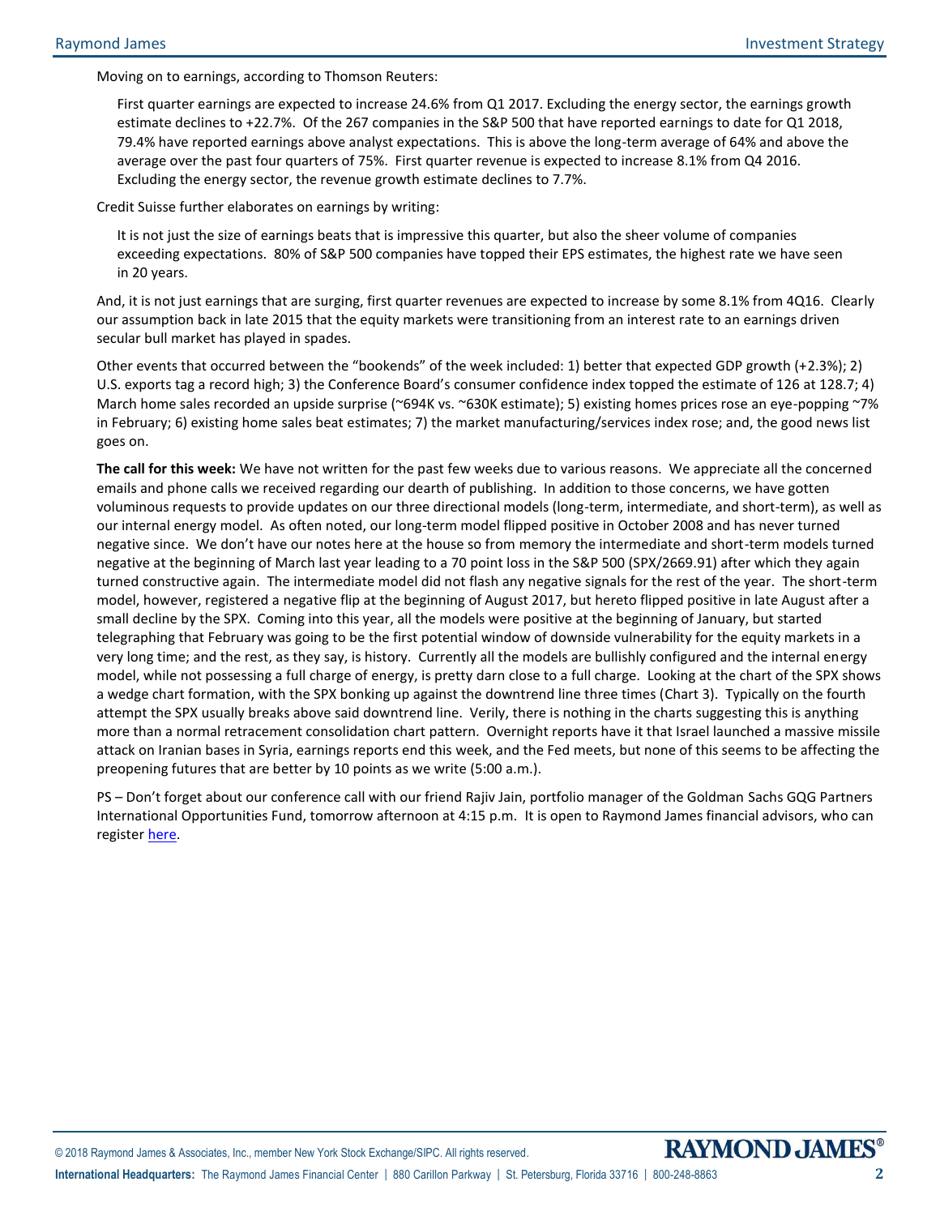Moving on to earnings, according to Thomson Reuters:

> First quarter earnings are expected to increase 24.6% from Q1 2017. Excluding the energy sector, the earnings growth estimate declines to +22.7%. Of the 267 companies in the S&P 500 that have reported earnings to date for Q1 2018, 79.4% have reported earnings above analyst expectations. This is above the long-term average of 64% and above the average over the past four quarters of 75%. First quarter revenue is expected to increase 8.1% from Q4 2016. Excluding the energy sector, the revenue growth estimate declines to 7.7%.

Credit Suisse further elaborates on earnings by writing:

> It is not just the size of earnings beats that is impressive this quarter, but also the sheer volume of companies exceeding expectations. 80% of S&P 500 companies have topped their EPS estimates, the highest rate we have seen in 20 years.

And, it is not just earnings that are surging, first quarter revenues are expected to increase by some 8.1% from 4Q16. Clearly our assumption back in late 2015 that the equity markets were transitioning from an interest rate to an earnings driven secular bull market has played in spades.

Other events that occurred between the "bookends" of the week included: 1) better that expected GDP growth (+2.3%); 2) U.S. exports tag a record high; 3) the Conference Board's consumer confidence index topped the estimate of 126 at 128.7; 4) March home sales recorded an upside surprise (~694K vs. ~630K estimate); 5) existing homes prices rose an eye-popping ~7% in February; 6) existing home sales beat estimates; 7) the market manufacturing/services index rose; and, the good news list goes on.

**The call for this week:** We have not written for the past few weeks due to various reasons. We appreciate all the concerned emails and phone calls we received regarding our dearth of publishing. In addition to those concerns, we have gotten voluminous requests to provide updates on our three directional models (long-term, intermediate, and short-term), as well as our internal energy model. As often noted, our long-term model flipped positive in October 2008 and has never turned negative since. We don't have our notes here at the house so from memory the intermediate and short-term models turned negative at the beginning of March last year leading to a 70 point loss in the S&P 500 (SPX/2669.91) after which they again turned constructive again. The intermediate model did not flash any negative signals for the rest of the year. The short-term model, however, registered a negative flip at the beginning of August 2017, but hereto flipped positive in late August after a small decline by the SPX. Coming into this year, all the models were positive at the beginning of January, but started telegraphing that February was going to be the first potential window of downside vulnerability for the equity markets in a very long time; and the rest, as they say, is history. Currently all the models are bullishly configured and the internal energy model, while not possessing a full charge of energy, is pretty darn close to a full charge. Looking at the chart of the SPX shows a wedge chart formation, with the SPX bonking up against the downtrend line three times (Chart 3). Typically on the fourth attempt the SPX usually breaks above said downtrend line. Verily, there is nothing in the charts suggesting this is anything more than a normal retracement consolidation chart pattern. Overnight reports have it that Israel launched a massive missile attack on Iranian bases in Syria, earnings reports end this week, and the Fed meets, but none of this seems to be affecting the preopening futures that are better by 10 points as we write (5:00 a.m.).

PS – Don't forget about our conference call with our friend Rajiv Jain, portfolio manager of the Goldman Sachs GQG Partners International Opportunities Fund, tomorrow afternoon at 4:15 p.m. It is open to Raymond James financial advisors, who can register here.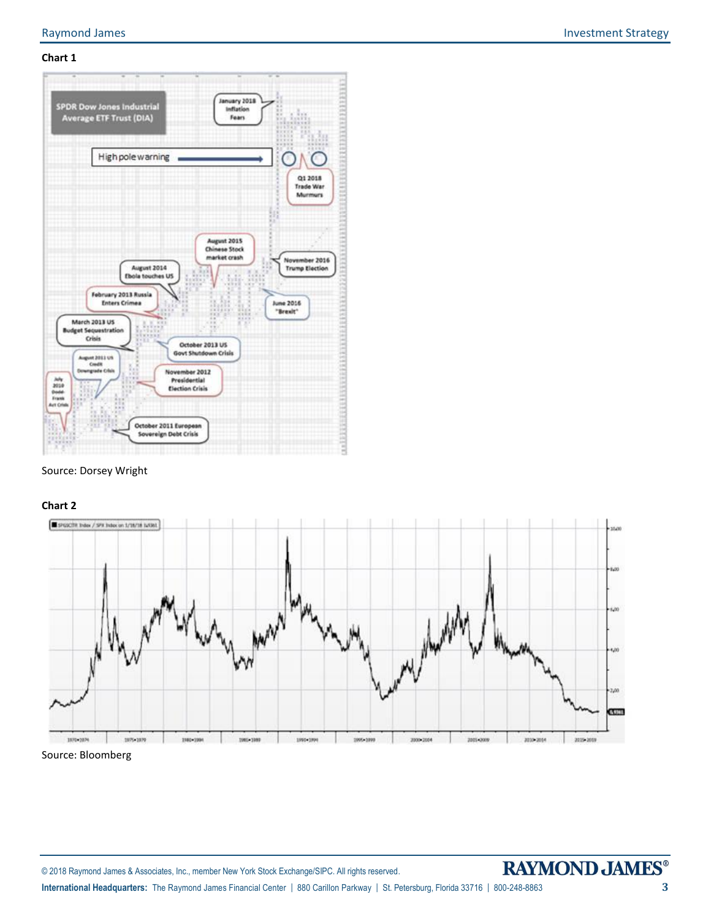**Chart 1**

Source: Dorsey Wright

**Chart 2**

Source: Bloomberg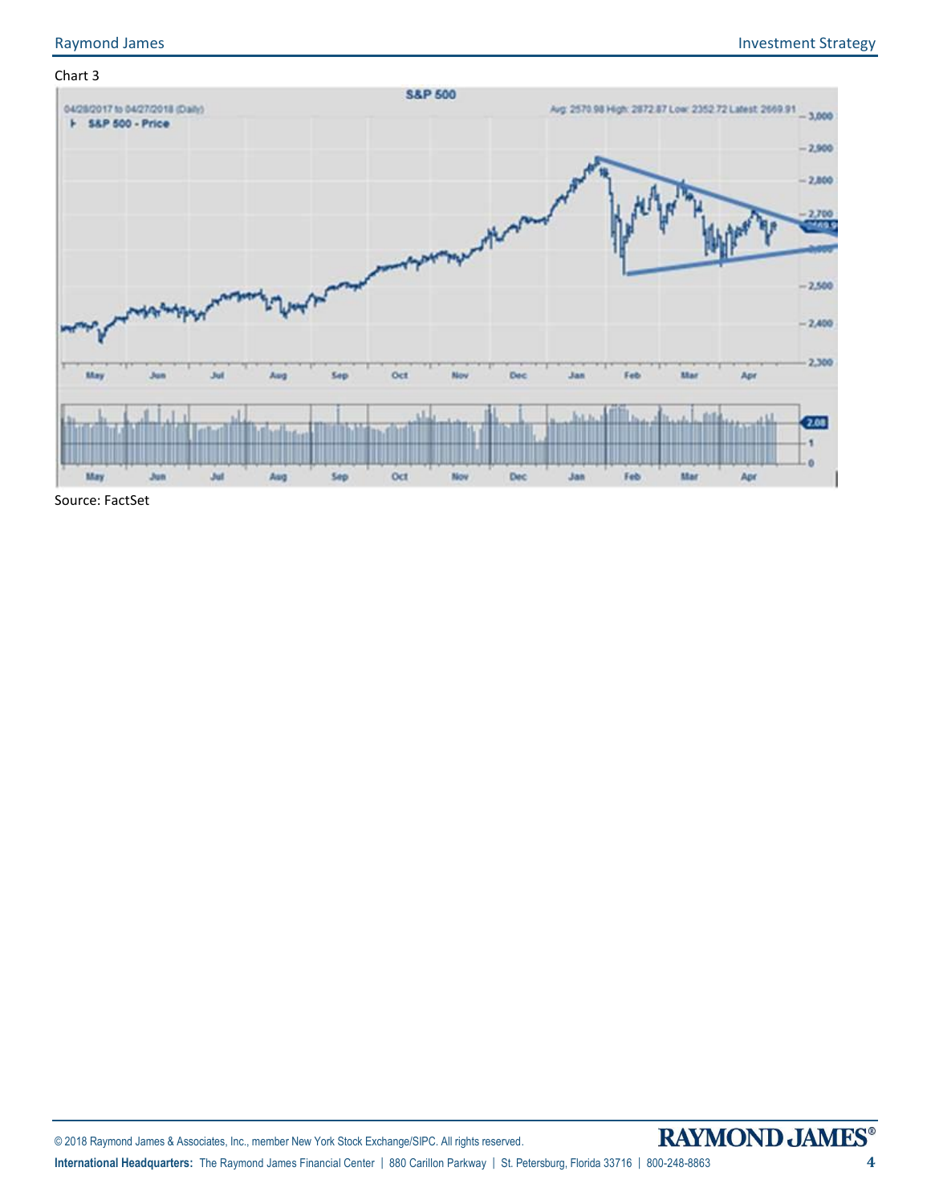Chart 3

Source: FactSet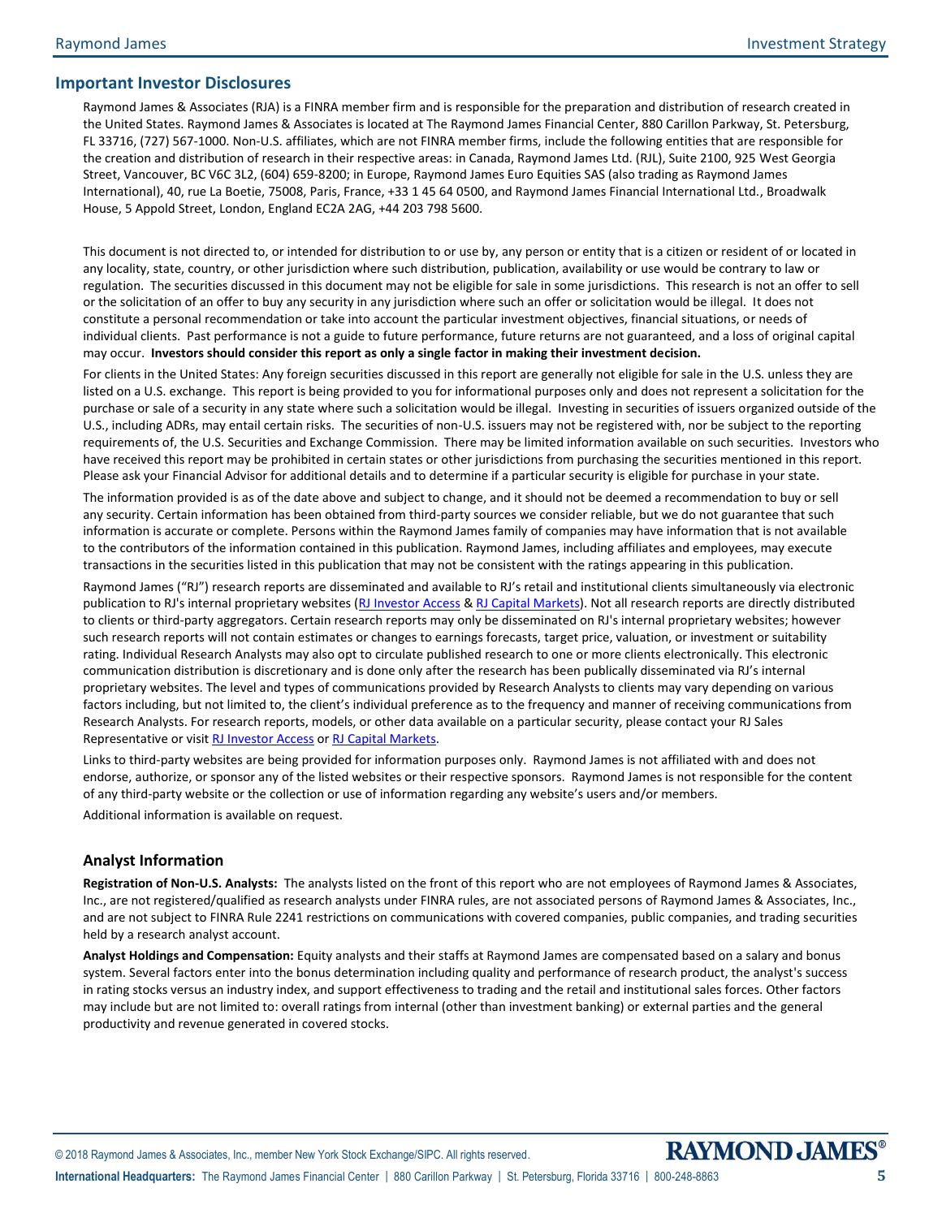## Important Investor Disclosures

Raymond James & Associates (RJA) is a FINRA member firm and is responsible for the preparation and distribution of research created in the United States. Raymond James & Associates is located at The Raymond James Financial Center, 880 Carillon Parkway, St. Petersburg, FL 33716, (727) 567-1000. Non-U.S. affiliates, which are not FINRA member firms, include the following entities that are responsible for the creation and distribution of research in their respective areas: in Canada, Raymond James Ltd. (RJL), Suite 2100, 925 West Georgia Street, Vancouver, BC V6C 3L2, (604) 659-8200; in Europe, Raymond James Euro Equities SAS (also trading as Raymond James International), 40, rue La Boetie, 75008, Paris, France, +33 1 45 64 0500, and Raymond James Financial International Ltd., Broadwalk House, 5 Appold Street, London, England EC2A 2AG, +44 203 798 5600.

This document is not directed to, or intended for distribution to or use by, any person or entity that is a citizen or resident of or located in any locality, state, country, or other jurisdiction where such distribution, publication, availability or use would be contrary to law or regulation. The securities discussed in this document may not be eligible for sale in some jurisdictions. This research is not an offer to sell or the solicitation of an offer to buy any security in any jurisdiction where such an offer or solicitation would be illegal. It does not constitute a personal recommendation or take into account the particular investment objectives, financial situations, or needs of individual clients. Past performance is not a guide to future performance, future returns are not guaranteed, and a loss of original capital may occur. **Investors should consider this report as only a single factor in making their investment decision.**

For clients in the United States: Any foreign securities discussed in this report are generally not eligible for sale in the U.S. unless they are listed on a U.S. exchange. This report is being provided to you for informational purposes only and does not represent a solicitation for the purchase or sale of a security in any state where such a solicitation would be illegal. Investing in securities of issuers organized outside of the U.S., including ADRs, may entail certain risks. The securities of non-U.S. issuers may not be registered with, nor be subject to the reporting requirements of, the U.S. Securities and Exchange Commission. There may be limited information available on such securities. Investors who have received this report may be prohibited in certain states or other jurisdictions from purchasing the securities mentioned in this report. Please ask your Financial Advisor for additional details and to determine if a particular security is eligible for purchase in your state.

The information provided is as of the date above and subject to change, and it should not be deemed a recommendation to buy or sell any security. Certain information has been obtained from third-party sources we consider reliable, but we do not guarantee that such information is accurate or complete. Persons within the Raymond James family of companies may have information that is not available to the contributors of the information contained in this publication. Raymond James, including affiliates and employees, may execute transactions in the securities listed in this publication that may not be consistent with the ratings appearing in this publication.

Raymond James ("RJ") research reports are disseminated and available to RJ's retail and institutional clients simultaneously via electronic publication to RJ's internal proprietary websites (RJ Investor Access & RJ Capital Markets). Not all research reports are directly distributed to clients or third-party aggregators. Certain research reports may only be disseminated on RJ's internal proprietary websites; however such research reports will not contain estimates or changes to earnings forecasts, target price, valuation, or investment or suitability rating. Individual Research Analysts may also opt to circulate published research to one or more clients electronically. This electronic communication distribution is discretionary and is done only after the research has been publically disseminated via RJ's internal proprietary websites. The level and types of communications provided by Research Analysts to clients may vary depending on various factors including, but not limited to, the client's individual preference as to the frequency and manner of receiving communications from Research Analysts. For research reports, models, or other data available on a particular security, please contact your RJ Sales Representative or visit RJ Investor Access or RJ Capital Markets.

Links to third-party websites are being provided for information purposes only. Raymond James is not affiliated with and does not endorse, authorize, or sponsor any of the listed websites or their respective sponsors. Raymond James is not responsible for the content of any third-party website or the collection or use of information regarding any website's users and/or members.

Additional information is available on request.

### Analyst Information

**Registration of Non-U.S. Analysts:** The analysts listed on the front of this report who are not employees of Raymond James & Associates, Inc., are not registered/qualified as research analysts under FINRA rules, are not associated persons of Raymond James & Associates, Inc., and are not subject to FINRA Rule 2241 restrictions on communications with covered companies, public companies, and trading securities held by a research analyst account.

**Analyst Holdings and Compensation:** Equity analysts and their staffs at Raymond James are compensated based on a salary and bonus system. Several factors enter into the bonus determination including quality and performance of research product, the analyst's success in rating stocks versus an industry index, and support effectiveness to trading and the retail and institutional sales forces. Other factors may include but are not limited to: overall ratings from internal (other than investment banking) or external parties and the general productivity and revenue generated in covered stocks.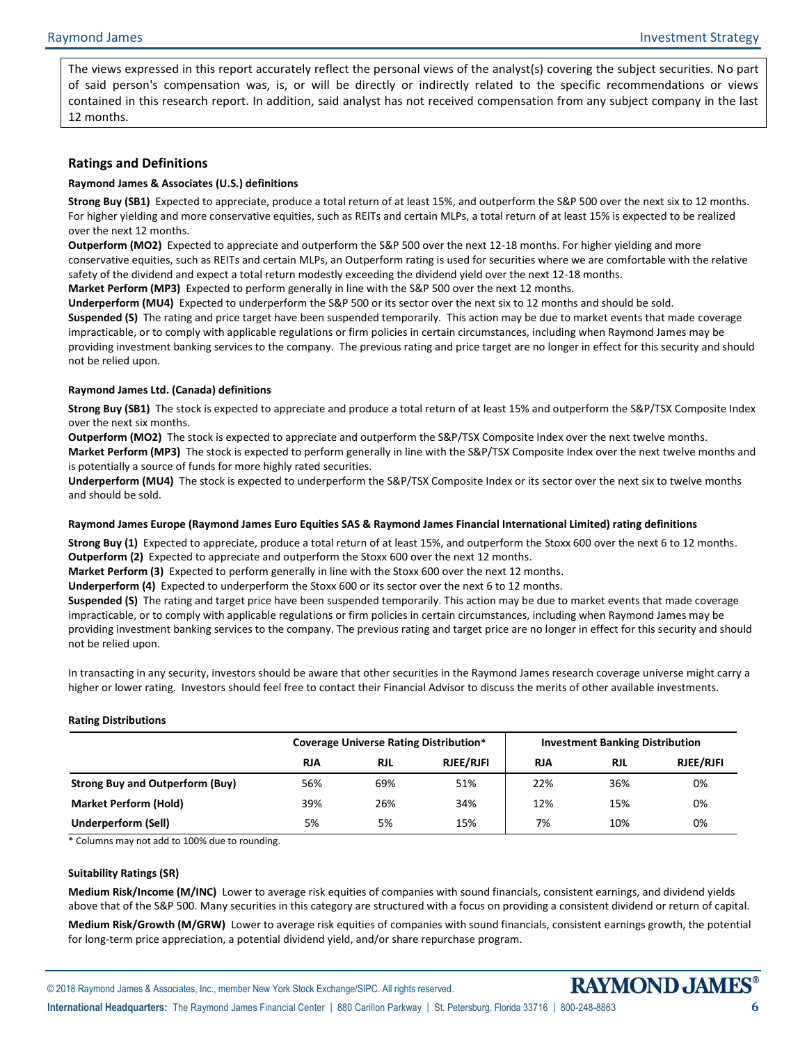The views expressed in this report accurately reflect the personal views of the analyst(s) covering the subject securities. No part of said person's compensation was, is, or will be directly or indirectly related to the specific recommendations or views contained in this research report. In addition, said analyst has not received compensation from any subject company in the last 12 months.

## Ratings and Definitions

**Raymond James & Associates (U.S.) definitions**

**Strong Buy (SB1)** Expected to appreciate, produce a total return of at least 15%, and outperform the S&P 500 over the next six to 12 months. For higher yielding and more conservative equities, such as REITs and certain MLPs, a total return of at least 15% is expected to be realized over the next 12 months.

**Outperform (MO2)** Expected to appreciate and outperform the S&P 500 over the next 12-18 months. For higher yielding and more conservative equities, such as REITs and certain MLPs, an Outperform rating is used for securities where we are comfortable with the relative safety of the dividend and expect a total return modestly exceeding the dividend yield over the next 12-18 months.

**Market Perform (MP3)** Expected to perform generally in line with the S&P 500 over the next 12 months.

**Underperform (MU4)** Expected to underperform the S&P 500 or its sector over the next six to 12 months and should be sold.

**Suspended (S)** The rating and price target have been suspended temporarily. This action may be due to market events that made coverage impracticable, or to comply with applicable regulations or firm policies in certain circumstances, including when Raymond James may be providing investment banking services to the company. The previous rating and price target are no longer in effect for this security and should not be relied upon.

**Raymond James Ltd. (Canada) definitions**

**Strong Buy (SB1)** The stock is expected to appreciate and produce a total return of at least 15% and outperform the S&P/TSX Composite Index over the next six months.

**Outperform (MO2)** The stock is expected to appreciate and outperform the S&P/TSX Composite Index over the next twelve months.

**Market Perform (MP3)** The stock is expected to perform generally in line with the S&P/TSX Composite Index over the next twelve months and is potentially a source of funds for more highly rated securities.

**Underperform (MU4)** The stock is expected to underperform the S&P/TSX Composite Index or its sector over the next six to twelve months and should be sold.

**Raymond James Europe (Raymond James Euro Equities SAS & Raymond James Financial International Limited) rating definitions**

**Strong Buy (1)** Expected to appreciate, produce a total return of at least 15%, and outperform the Stoxx 600 over the next 6 to 12 months.

**Outperform (2)** Expected to appreciate and outperform the Stoxx 600 over the next 12 months.

**Market Perform (3)** Expected to perform generally in line with the Stoxx 600 over the next 12 months.

**Underperform (4)** Expected to underperform the Stoxx 600 or its sector over the next 6 to 12 months.

**Suspended (S)** The rating and target price have been suspended temporarily. This action may be due to market events that made coverage impracticable, or to comply with applicable regulations or firm policies in certain circumstances, including when Raymond James may be providing investment banking services to the company. The previous rating and target price are no longer in effect for this security and should not be relied upon.

In transacting in any security, investors should be aware that other securities in the Raymond James research coverage universe might carry a higher or lower rating. Investors should feel free to contact their Financial Advisor to discuss the merits of other available investments.

**Rating Distributions**

| | Coverage Universe Rating Distribution* | | | Investment Banking Distribution | | |
|---|---|---|---|---|---|---|
| | **RJA** | **RJL** | **RJEE/RJFI** | **RJA** | **RJL** | **RJEE/RJFI** |
| **Strong Buy and Outperform (Buy)** | 56% | 69% | 51% | 22% | 36% | 0% |
| **Market Perform (Hold)** | 39% | 26% | 34% | 12% | 15% | 0% |
| **Underperform (Sell)** | 5% | 5% | 15% | 7% | 10% | 0% |

\* Columns may not add to 100% due to rounding.

**Suitability Ratings (SR)**

**Medium Risk/Income (M/INC)** Lower to average risk equities of companies with sound financials, consistent earnings, and dividend yields above that of the S&P 500. Many securities in this category are structured with a focus on providing a consistent dividend or return of capital.

**Medium Risk/Growth (M/GRW)** Lower to average risk equities of companies with sound financials, consistent earnings growth, the potential for long-term price appreciation, a potential dividend yield, and/or share repurchase program.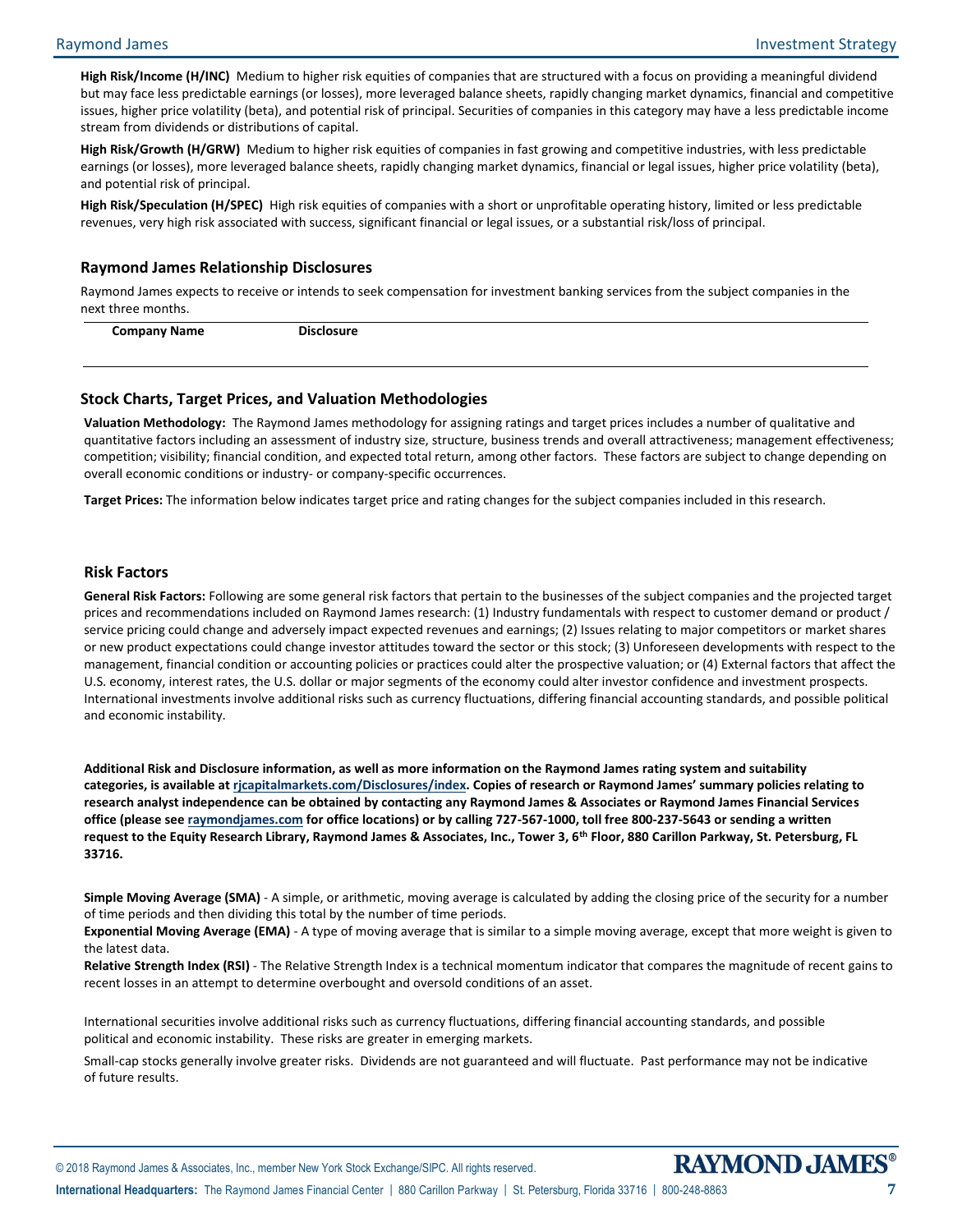**High Risk/Income (H/INC)** Medium to higher risk equities of companies that are structured with a focus on providing a meaningful dividend but may face less predictable earnings (or losses), more leveraged balance sheets, rapidly changing market dynamics, financial and competitive issues, higher price volatility (beta), and potential risk of principal. Securities of companies in this category may have a less predictable income stream from dividends or distributions of capital.

**High Risk/Growth (H/GRW)** Medium to higher risk equities of companies in fast growing and competitive industries, with less predictable earnings (or losses), more leveraged balance sheets, rapidly changing market dynamics, financial or legal issues, higher price volatility (beta), and potential risk of principal.

**High Risk/Speculation (H/SPEC)** High risk equities of companies with a short or unprofitable operating history, limited or less predictable revenues, very high risk associated with success, significant financial or legal issues, or a substantial risk/loss of principal.

## Raymond James Relationship Disclosures

Raymond James expects to receive or intends to seek compensation for investment banking services from the subject companies in the next three months.

| Company Name | Disclosure |
|---|---|
| | |

## Stock Charts, Target Prices, and Valuation Methodologies

**Valuation Methodology:** The Raymond James methodology for assigning ratings and target prices includes a number of qualitative and quantitative factors including an assessment of industry size, structure, business trends and overall attractiveness; management effectiveness; competition; visibility; financial condition, and expected total return, among other factors. These factors are subject to change depending on overall economic conditions or industry- or company-specific occurrences.

**Target Prices:** The information below indicates target price and rating changes for the subject companies included in this research.

## Risk Factors

**General Risk Factors:** Following are some general risk factors that pertain to the businesses of the subject companies and the projected target prices and recommendations included on Raymond James research: (1) Industry fundamentals with respect to customer demand or product / service pricing could change and adversely impact expected revenues and earnings; (2) Issues relating to major competitors or market shares or new product expectations could change investor attitudes toward the sector or this stock; (3) Unforeseen developments with respect to the management, financial condition or accounting policies or practices could alter the prospective valuation; or (4) External factors that affect the U.S. economy, interest rates, the U.S. dollar or major segments of the economy could alter investor confidence and investment prospects. International investments involve additional risks such as currency fluctuations, differing financial accounting standards, and possible political and economic instability.

**Additional Risk and Disclosure information, as well as more information on the Raymond James rating system and suitability categories, is available at rjcapitalmarkets.com/Disclosures/index. Copies of research or Raymond James' summary policies relating to research analyst independence can be obtained by contacting any Raymond James & Associates or Raymond James Financial Services office (please see raymondjames.com for office locations) or by calling 727-567-1000, toll free 800-237-5643 or sending a written request to the Equity Research Library, Raymond James & Associates, Inc., Tower 3, 6th Floor, 880 Carillon Parkway, St. Petersburg, FL 33716.**

**Simple Moving Average (SMA)** - A simple, or arithmetic, moving average is calculated by adding the closing price of the security for a number of time periods and then dividing this total by the number of time periods.
**Exponential Moving Average (EMA)** - A type of moving average that is similar to a simple moving average, except that more weight is given to the latest data.
**Relative Strength Index (RSI)** - The Relative Strength Index is a technical momentum indicator that compares the magnitude of recent gains to recent losses in an attempt to determine overbought and oversold conditions of an asset.

International securities involve additional risks such as currency fluctuations, differing financial accounting standards, and possible political and economic instability. These risks are greater in emerging markets.

Small-cap stocks generally involve greater risks. Dividends are not guaranteed and will fluctuate. Past performance may not be indicative of future results.

© 2018 Raymond James & Associates, Inc., member New York Stock Exchange/SIPC. All rights reserved.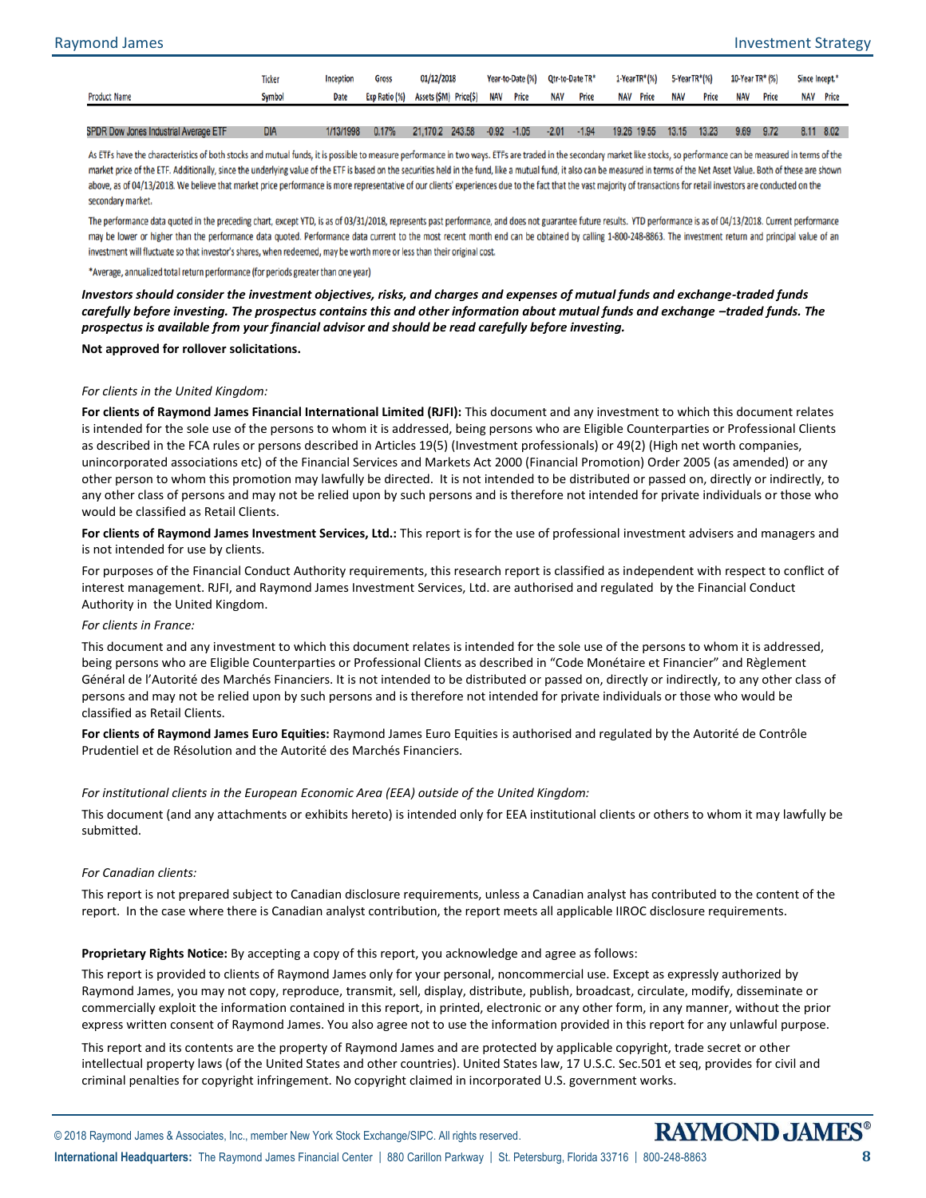| Product Name | Ticker Symbol | Inception Date | Gross Exp Ratio (%) | 01/12/2018 Assets ($M) | Price($) | Year-to-Date (%) NAV | Price | Qtr-to-Date TR* NAV | Price | 1-YearTR*(%) NAV | Price | 5-YearTR*(%) NAV | Price | 10-Year TR* (%) NAV | Price | Since Incept.* NAV | Price |
|---|---|---|---|---|---|---|---|---|---|---|---|---|---|---|---|---|---|
| SPDR Dow Jones Industrial Average ETF | DIA | 1/13/1998 | 0.17% | 21,170.2 | 243.58 | -0.92 | -1.05 | -2.01 | -1.94 | 19.26 | 19.55 | 13.15 | 13.23 | 9.69 | 9.72 | 8.11 | 8.02 |

As ETFs have the characteristics of both stocks and mutual funds, it is possible to measure performance in two ways. ETFs are traded in the secondary market like stocks, so performance can be measured in terms of the market price of the ETF. Additionally, since the underlying value of the ETF is based on the securities held in the fund, like a mutual fund, it also can be measured in terms of the Net Asset Value. Both of these are shown above, as of 04/13/2018. We believe that market price performance is more representative of our clients' experiences due to the fact that the vast majority of transactions for retail investors are conducted on the secondary market.

The performance data quoted in the preceding chart, except YTD, is as of 03/31/2018, represents past performance, and does not guarantee future results. YTD performance is as of 04/13/2018. Current performance may be lower or higher than the performance data quoted. Performance data current to the most recent month end can be obtained by calling 1-800-248-8863. The investment return and principal value of an investment will fluctuate so that investor's shares, when redeemed, may be worth more or less than their original cost.

*Average, annualized total return performance (for periods greater than one year)

***Investors should consider the investment objectives, risks, and charges and expenses of mutual funds and exchange-traded funds carefully before investing. The prospectus contains this and other information about mutual funds and exchange –traded funds. The prospectus is available from your financial advisor and should be read carefully before investing.***

**Not approved for rollover solicitations.**

*For clients in the United Kingdom:*

**For clients of Raymond James Financial International Limited (RJFI):** This document and any investment to which this document relates is intended for the sole use of the persons to whom it is addressed, being persons who are Eligible Counterparties or Professional Clients as described in the FCA rules or persons described in Articles 19(5) (Investment professionals) or 49(2) (High net worth companies, unincorporated associations etc) of the Financial Services and Markets Act 2000 (Financial Promotion) Order 2005 (as amended) or any other person to whom this promotion may lawfully be directed. It is not intended to be distributed or passed on, directly or indirectly, to any other class of persons and may not be relied upon by such persons and is therefore not intended for private individuals or those who would be classified as Retail Clients.

**For clients of Raymond James Investment Services, Ltd.:** This report is for the use of professional investment advisers and managers and is not intended for use by clients.

For purposes of the Financial Conduct Authority requirements, this research report is classified as independent with respect to conflict of interest management. RJFI, and Raymond James Investment Services, Ltd. are authorised and regulated by the Financial Conduct Authority in the United Kingdom.

*For clients in France:*

This document and any investment to which this document relates is intended for the sole use of the persons to whom it is addressed, being persons who are Eligible Counterparties or Professional Clients as described in "Code Monétaire et Financier" and Règlement Général de l'Autorité des Marchés Financiers. It is not intended to be distributed or passed on, directly or indirectly, to any other class of persons and may not be relied upon by such persons and is therefore not intended for private individuals or those who would be classified as Retail Clients.

**For clients of Raymond James Euro Equities:** Raymond James Euro Equities is authorised and regulated by the Autorité de Contrôle Prudentiel et de Résolution and the Autorité des Marchés Financiers.

*For institutional clients in the European Economic Area (EEA) outside of the United Kingdom:*

This document (and any attachments or exhibits hereto) is intended only for EEA institutional clients or others to whom it may lawfully be submitted.

*For Canadian clients:*

This report is not prepared subject to Canadian disclosure requirements, unless a Canadian analyst has contributed to the content of the report. In the case where there is Canadian analyst contribution, the report meets all applicable IIROC disclosure requirements.

**Proprietary Rights Notice:** By accepting a copy of this report, you acknowledge and agree as follows:

This report is provided to clients of Raymond James only for your personal, noncommercial use. Except as expressly authorized by Raymond James, you may not copy, reproduce, transmit, sell, display, distribute, publish, broadcast, circulate, modify, disseminate or commercially exploit the information contained in this report, in printed, electronic or any other form, in any manner, without the prior express written consent of Raymond James. You also agree not to use the information provided in this report for any unlawful purpose.

This report and its contents are the property of Raymond James and are protected by applicable copyright, trade secret or other intellectual property laws (of the United States and other countries). United States law, 17 U.S.C. Sec.501 et seq, provides for civil and criminal penalties for copyright infringement. No copyright claimed in incorporated U.S. government works.

© 2018 Raymond James & Associates, Inc., member New York Stock Exchange/SIPC. All rights reserved.

**International Headquarters:** The Raymond James Financial Center | 880 Carillon Parkway | St. Petersburg, Florida 33716 | 800-248-8863